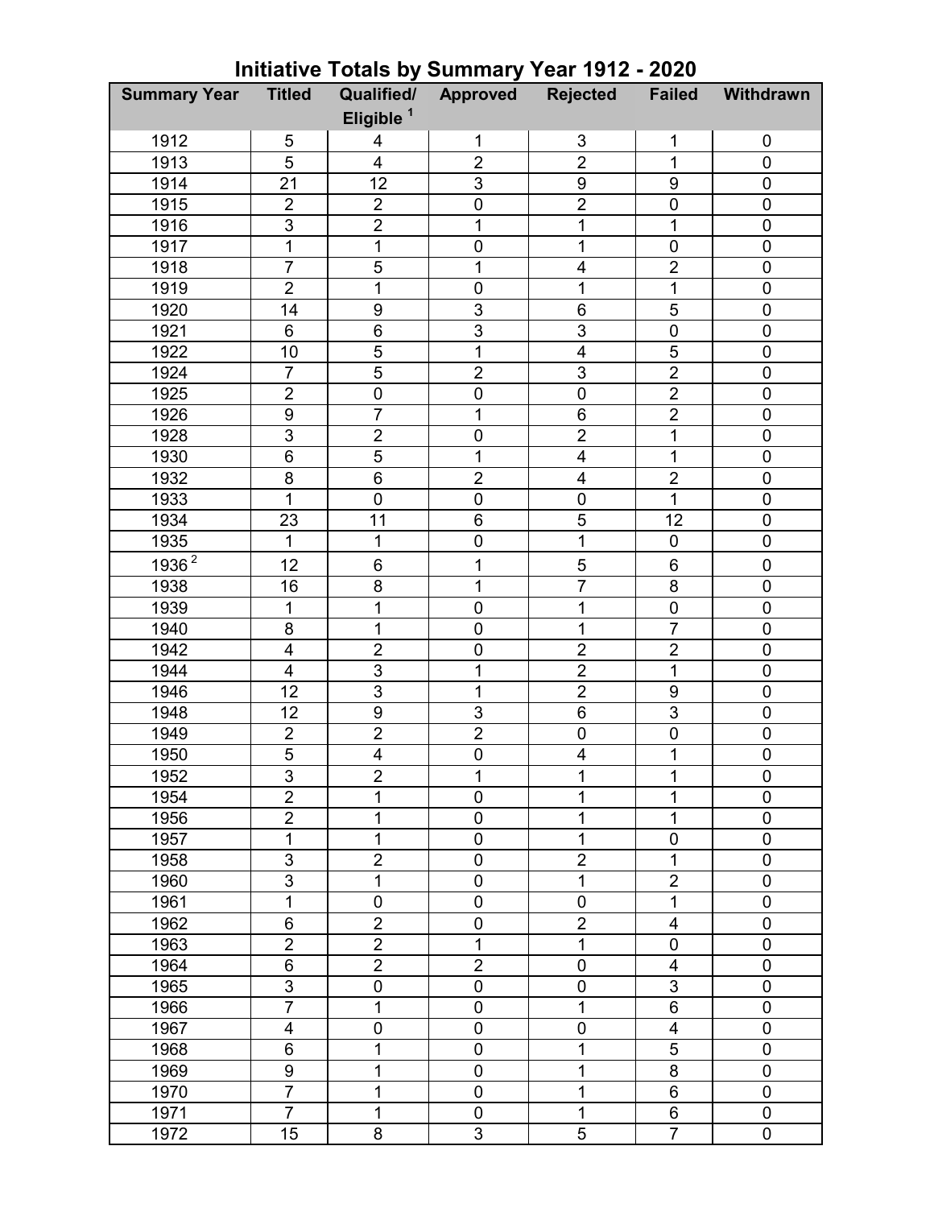# Initiative Totals by Summary Year 1912 - 2020

| Summary Year | Titled | Qualified/ Eligible [1] | Approved | Rejected | Failed | Withdrawn |
|---|---|---|---|---|---|---|
| 1912 | 5 | 4 | 1 | 3 | 1 | 0 |
| 1913 | 5 | 4 | 2 | 2 | 1 | 0 |
| 1914 | 21 | 12 | 3 | 9 | 9 | 0 |
| 1915 | 2 | 2 | 0 | 2 | 0 | 0 |
| 1916 | 3 | 2 | 1 | 1 | 1 | 0 |
| 1917 | 1 | 1 | 0 | 1 | 0 | 0 |
| 1918 | 7 | 5 | 1 | 4 | 2 | 0 |
| 1919 | 2 | 1 | 0 | 1 | 1 | 0 |
| 1920 | 14 | 9 | 3 | 6 | 5 | 0 |
| 1921 | 6 | 6 | 3 | 3 | 0 | 0 |
| 1922 | 10 | 5 | 1 | 4 | 5 | 0 |
| 1924 | 7 | 5 | 2 | 3 | 2 | 0 |
| 1925 | 2 | 0 | 0 | 0 | 2 | 0 |
| 1926 | 9 | 7 | 1 | 6 | 2 | 0 |
| 1928 | 3 | 2 | 0 | 2 | 1 | 0 |
| 1930 | 6 | 5 | 1 | 4 | 1 | 0 |
| 1932 | 8 | 6 | 2 | 4 | 2 | 0 |
| 1933 | 1 | 0 | 0 | 0 | 1 | 0 |
| 1934 | 23 | 11 | 6 | 5 | 12 | 0 |
| 1935 | 1 | 1 | 0 | 1 | 0 | 0 |
| 1936 [2] | 12 | 6 | 1 | 5 | 6 | 0 |
| 1938 | 16 | 8 | 1 | 7 | 8 | 0 |
| 1939 | 1 | 1 | 0 | 1 | 0 | 0 |
| 1940 | 8 | 1 | 0 | 1 | 7 | 0 |
| 1942 | 4 | 2 | 0 | 2 | 2 | 0 |
| 1944 | 4 | 3 | 1 | 2 | 1 | 0 |
| 1946 | 12 | 3 | 1 | 2 | 9 | 0 |
| 1948 | 12 | 9 | 3 | 6 | 3 | 0 |
| 1949 | 2 | 2 | 2 | 0 | 0 | 0 |
| 1950 | 5 | 4 | 0 | 4 | 1 | 0 |
| 1952 | 3 | 2 | 1 | 1 | 1 | 0 |
| 1954 | 2 | 1 | 0 | 1 | 1 | 0 |
| 1956 | 2 | 1 | 0 | 1 | 1 | 0 |
| 1957 | 1 | 1 | 0 | 1 | 0 | 0 |
| 1958 | 3 | 2 | 0 | 2 | 1 | 0 |
| 1960 | 3 | 1 | 0 | 1 | 2 | 0 |
| 1961 | 1 | 0 | 0 | 0 | 1 | 0 |
| 1962 | 6 | 2 | 0 | 2 | 4 | 0 |
| 1963 | 2 | 2 | 1 | 1 | 0 | 0 |
| 1964 | 6 | 2 | 2 | 0 | 4 | 0 |
| 1965 | 3 | 0 | 0 | 0 | 3 | 0 |
| 1966 | 7 | 1 | 0 | 1 | 6 | 0 |
| 1967 | 4 | 0 | 0 | 0 | 4 | 0 |
| 1968 | 6 | 1 | 0 | 1 | 5 | 0 |
| 1969 | 9 | 1 | 0 | 1 | 8 | 0 |
| 1970 | 7 | 1 | 0 | 1 | 6 | 0 |
| 1971 | 7 | 1 | 0 | 1 | 6 | 0 |
| 1972 | 15 | 8 | 3 | 5 | 7 | 0 |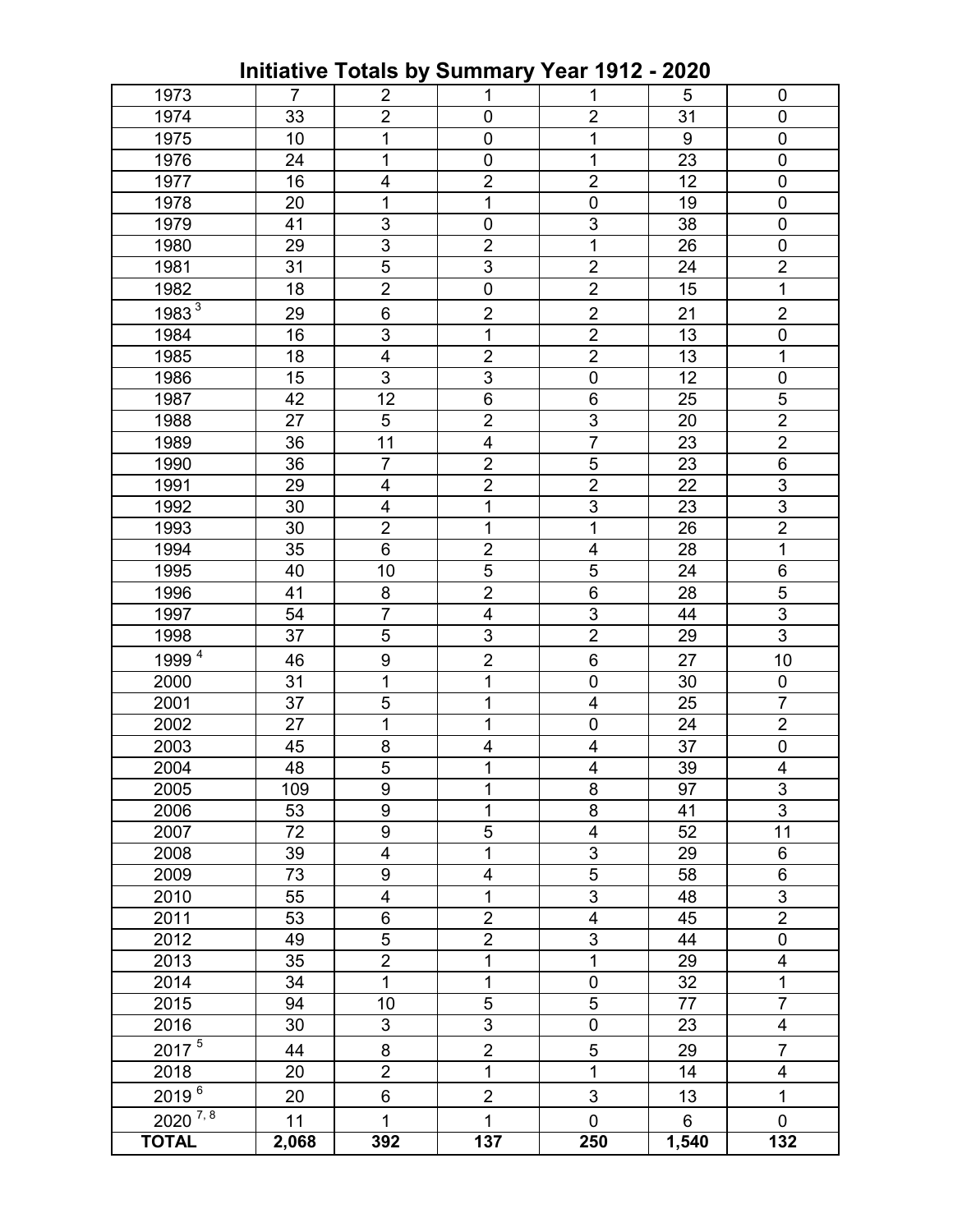# Initiative Totals by Summary Year 1912 - 2020

| | | | | | | |
|---|---|---|---|---|---|---|
| 1973 | 7 | 2 | 1 | 1 | 5 | 0 |
| 1974 | 33 | 2 | 0 | 2 | 31 | 0 |
| 1975 | 10 | 1 | 0 | 1 | 9 | 0 |
| 1976 | 24 | 1 | 0 | 1 | 23 | 0 |
| 1977 | 16 | 4 | 2 | 2 | 12 | 0 |
| 1978 | 20 | 1 | 1 | 0 | 19 | 0 |
| 1979 | 41 | 3 | 0 | 3 | 38 | 0 |
| 1980 | 29 | 3 | 2 | 1 | 26 | 0 |
| 1981 | 31 | 5 | 3 | 2 | 24 | 2 |
| 1982 | 18 | 2 | 0 | 2 | 15 | 1 |
| 1983 [3] | 29 | 6 | 2 | 2 | 21 | 2 |
| 1984 | 16 | 3 | 1 | 2 | 13 | 0 |
| 1985 | 18 | 4 | 2 | 2 | 13 | 1 |
| 1986 | 15 | 3 | 3 | 0 | 12 | 0 |
| 1987 | 42 | 12 | 6 | 6 | 25 | 5 |
| 1988 | 27 | 5 | 2 | 3 | 20 | 2 |
| 1989 | 36 | 11 | 4 | 7 | 23 | 2 |
| 1990 | 36 | 7 | 2 | 5 | 23 | 6 |
| 1991 | 29 | 4 | 2 | 2 | 22 | 3 |
| 1992 | 30 | 4 | 1 | 3 | 23 | 3 |
| 1993 | 30 | 2 | 1 | 1 | 26 | 2 |
| 1994 | 35 | 6 | 2 | 4 | 28 | 1 |
| 1995 | 40 | 10 | 5 | 5 | 24 | 6 |
| 1996 | 41 | 8 | 2 | 6 | 28 | 5 |
| 1997 | 54 | 7 | 4 | 3 | 44 | 3 |
| 1998 | 37 | 5 | 3 | 2 | 29 | 3 |
| 1999 [4] | 46 | 9 | 2 | 6 | 27 | 10 |
| 2000 | 31 | 1 | 1 | 0 | 30 | 0 |
| 2001 | 37 | 5 | 1 | 4 | 25 | 7 |
| 2002 | 27 | 1 | 1 | 0 | 24 | 2 |
| 2003 | 45 | 8 | 4 | 4 | 37 | 0 |
| 2004 | 48 | 5 | 1 | 4 | 39 | 4 |
| 2005 | 109 | 9 | 1 | 8 | 97 | 3 |
| 2006 | 53 | 9 | 1 | 8 | 41 | 3 |
| 2007 | 72 | 9 | 5 | 4 | 52 | 11 |
| 2008 | 39 | 4 | 1 | 3 | 29 | 6 |
| 2009 | 73 | 9 | 4 | 5 | 58 | 6 |
| 2010 | 55 | 4 | 1 | 3 | 48 | 3 |
| 2011 | 53 | 6 | 2 | 4 | 45 | 2 |
| 2012 | 49 | 5 | 2 | 3 | 44 | 0 |
| 2013 | 35 | 2 | 1 | 1 | 29 | 4 |
| 2014 | 34 | 1 | 1 | 0 | 32 | 1 |
| 2015 | 94 | 10 | 5 | 5 | 77 | 7 |
| 2016 | 30 | 3 | 3 | 0 | 23 | 4 |
| 2017 [5] | 44 | 8 | 2 | 5 | 29 | 7 |
| 2018 | 20 | 2 | 1 | 1 | 14 | 4 |
| 2019 [6] | 20 | 6 | 2 | 3 | 13 | 1 |
| 2020 [7, 8] | 11 | 1 | 1 | 0 | 6 | 0 |
| **TOTAL** | **2,068** | **392** | **137** | **250** | **1,540** | **132** |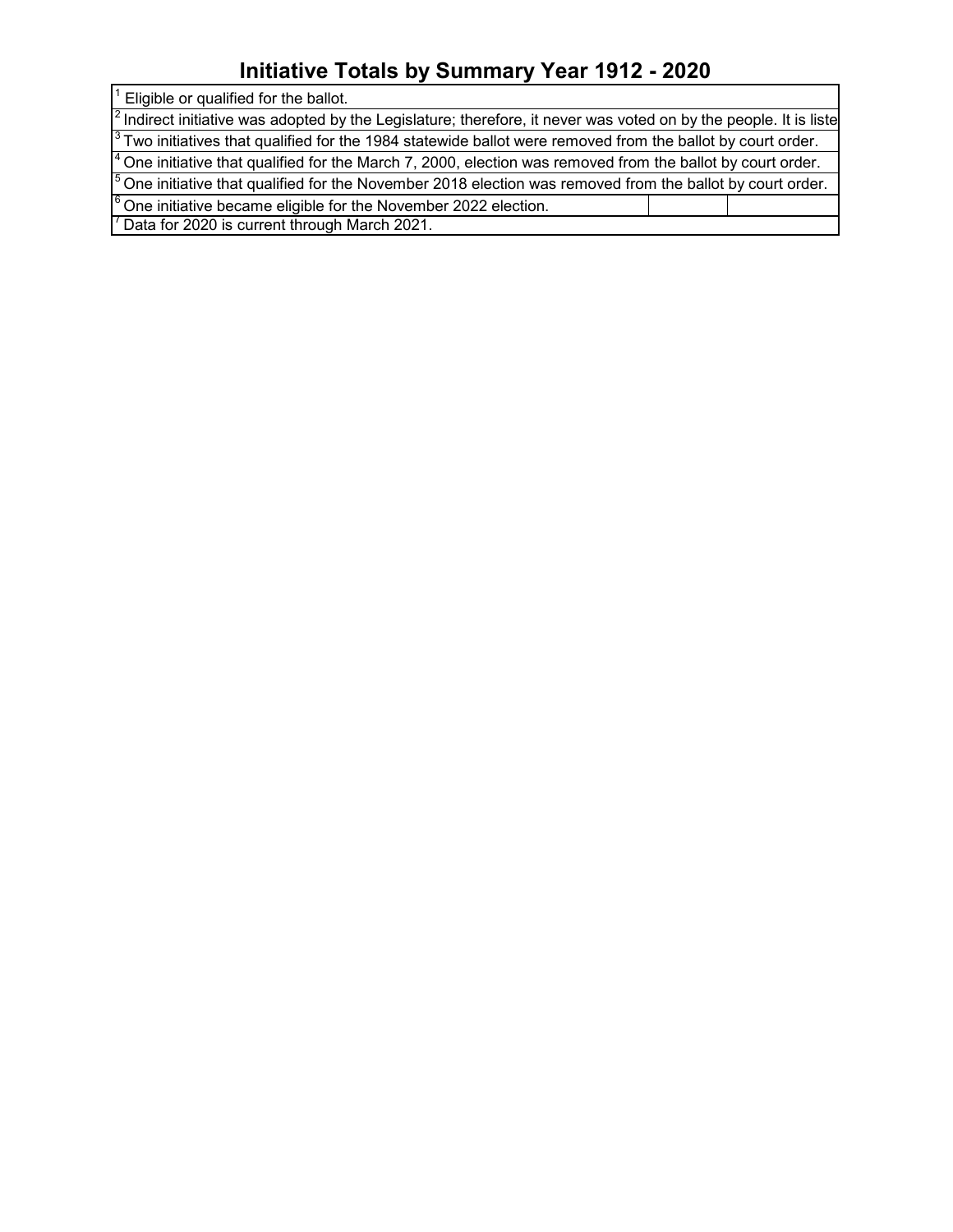# Initiative Totals by Summary Year 1912 - 2020

[1] Eligible or qualified for the ballot.

[2] Indirect initiative was adopted by the Legislature; therefore, it never was voted on by the people. It is liste

[3] Two initiatives that qualified for the 1984 statewide ballot were removed from the ballot by court order.

[4] One initiative that qualified for the March 7, 2000, election was removed from the ballot by court order.

[5] One initiative that qualified for the November 2018 election was removed from the ballot by court order.

[6] One initiative became eligible for the November 2022 election.

[7] Data for 2020 is current through March 2021.